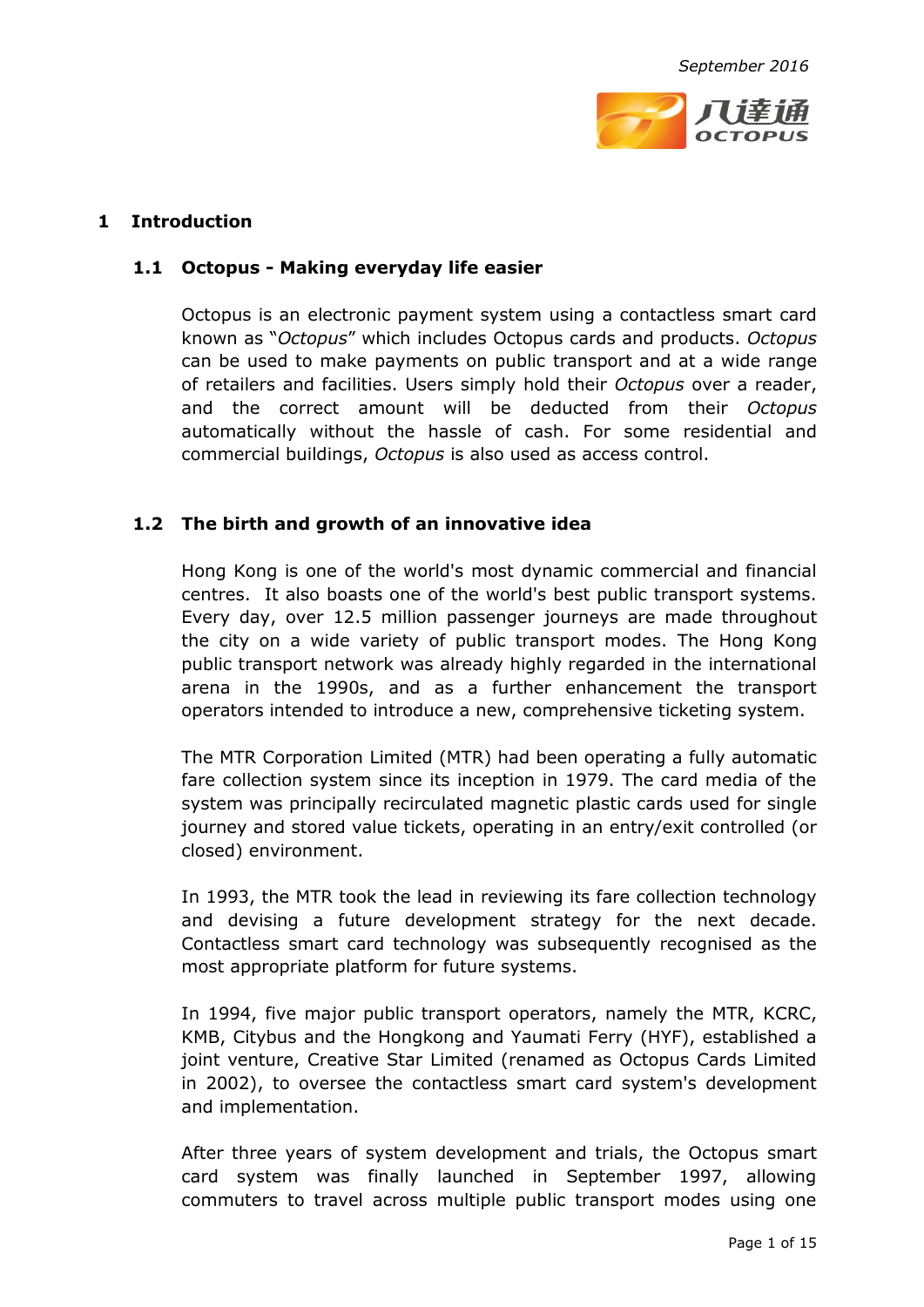September 2016

# 1 Introduction

## 1.1 Octopus - Making everyday life easier

Octopus is an electronic payment system using a contactless smart card known as "*Octopus*" which includes Octopus cards and products. *Octopus* can be used to make payments on public transport and at a wide range of retailers and facilities. Users simply hold their *Octopus* over a reader, and the correct amount will be deducted from their *Octopus* automatically without the hassle of cash. For some residential and commercial buildings, *Octopus* is also used as access control.

## 1.2 The birth and growth of an innovative idea

Hong Kong is one of the world's most dynamic commercial and financial centres. It also boasts one of the world's best public transport systems. Every day, over 12.5 million passenger journeys are made throughout the city on a wide variety of public transport modes. The Hong Kong public transport network was already highly regarded in the international arena in the 1990s, and as a further enhancement the transport operators intended to introduce a new, comprehensive ticketing system.

The MTR Corporation Limited (MTR) had been operating a fully automatic fare collection system since its inception in 1979. The card media of the system was principally recirculated magnetic plastic cards used for single journey and stored value tickets, operating in an entry/exit controlled (or closed) environment.

In 1993, the MTR took the lead in reviewing its fare collection technology and devising a future development strategy for the next decade. Contactless smart card technology was subsequently recognised as the most appropriate platform for future systems.

In 1994, five major public transport operators, namely the MTR, KCRC, KMB, Citybus and the Hongkong and Yaumati Ferry (HYF), established a joint venture, Creative Star Limited (renamed as Octopus Cards Limited in 2002), to oversee the contactless smart card system's development and implementation.

After three years of system development and trials, the Octopus smart card system was finally launched in September 1997, allowing commuters to travel across multiple public transport modes using one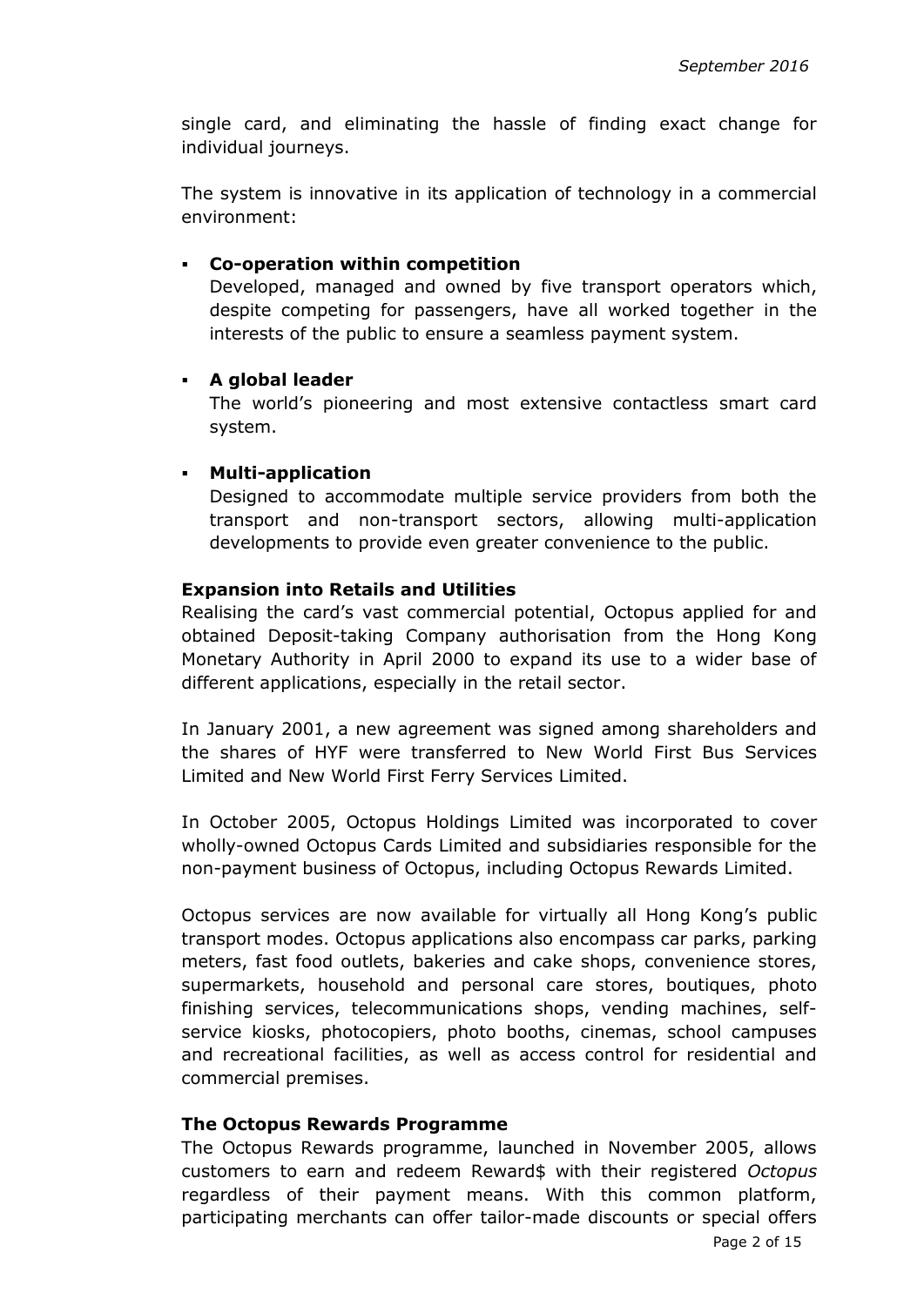single card, and eliminating the hassle of finding exact change for individual journeys.

The system is innovative in its application of technology in a commercial environment:

- **Co-operation within competition**
  Developed, managed and owned by five transport operators which, despite competing for passengers, have all worked together in the interests of the public to ensure a seamless payment system.

- **A global leader**
  The world's pioneering and most extensive contactless smart card system.

- **Multi-application**
  Designed to accommodate multiple service providers from both the transport and non-transport sectors, allowing multi-application developments to provide even greater convenience to the public.

**Expansion into Retails and Utilities**

Realising the card's vast commercial potential, Octopus applied for and obtained Deposit-taking Company authorisation from the Hong Kong Monetary Authority in April 2000 to expand its use to a wider base of different applications, especially in the retail sector.

In January 2001, a new agreement was signed among shareholders and the shares of HYF were transferred to New World First Bus Services Limited and New World First Ferry Services Limited.

In October 2005, Octopus Holdings Limited was incorporated to cover wholly-owned Octopus Cards Limited and subsidiaries responsible for the non-payment business of Octopus, including Octopus Rewards Limited.

Octopus services are now available for virtually all Hong Kong's public transport modes. Octopus applications also encompass car parks, parking meters, fast food outlets, bakeries and cake shops, convenience stores, supermarkets, household and personal care stores, boutiques, photo finishing services, telecommunications shops, vending machines, self-service kiosks, photocopiers, photo booths, cinemas, school campuses and recreational facilities, as well as access control for residential and commercial premises.

**The Octopus Rewards Programme**

The Octopus Rewards programme, launched in November 2005, allows customers to earn and redeem Reward$ with their registered *Octopus* regardless of their payment means. With this common platform, participating merchants can offer tailor-made discounts or special offers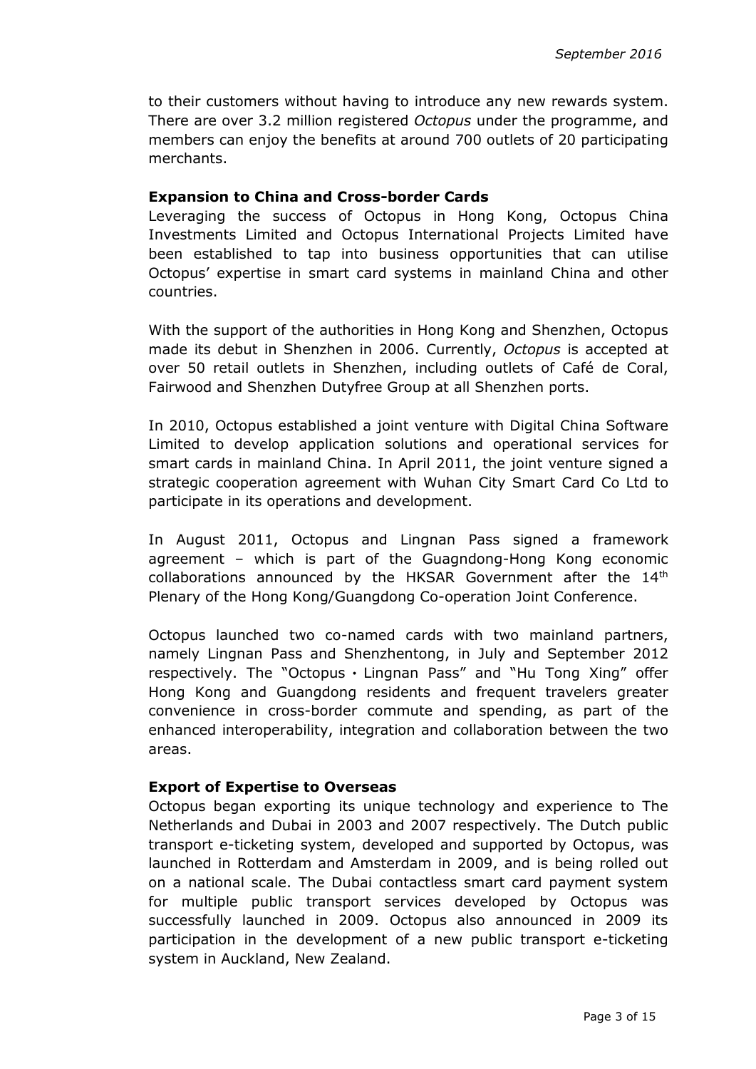to their customers without having to introduce any new rewards system. There are over 3.2 million registered *Octopus* under the programme, and members can enjoy the benefits at around 700 outlets of 20 participating merchants.

**Expansion to China and Cross-border Cards**

Leveraging the success of Octopus in Hong Kong, Octopus China Investments Limited and Octopus International Projects Limited have been established to tap into business opportunities that can utilise Octopus' expertise in smart card systems in mainland China and other countries.

With the support of the authorities in Hong Kong and Shenzhen, Octopus made its debut in Shenzhen in 2006. Currently, *Octopus* is accepted at over 50 retail outlets in Shenzhen, including outlets of Café de Coral, Fairwood and Shenzhen Dutyfree Group at all Shenzhen ports.

In 2010, Octopus established a joint venture with Digital China Software Limited to develop application solutions and operational services for smart cards in mainland China. In April 2011, the joint venture signed a strategic cooperation agreement with Wuhan City Smart Card Co Ltd to participate in its operations and development.

In August 2011, Octopus and Lingnan Pass signed a framework agreement – which is part of the Guagndong-Hong Kong economic collaborations announced by the HKSAR Government after the 14th Plenary of the Hong Kong/Guangdong Co-operation Joint Conference.

Octopus launched two co-named cards with two mainland partners, namely Lingnan Pass and Shenzhentong, in July and September 2012 respectively. The "Octopus · Lingnan Pass" and "Hu Tong Xing" offer Hong Kong and Guangdong residents and frequent travelers greater convenience in cross-border commute and spending, as part of the enhanced interoperability, integration and collaboration between the two areas.

**Export of Expertise to Overseas**

Octopus began exporting its unique technology and experience to The Netherlands and Dubai in 2003 and 2007 respectively. The Dutch public transport e-ticketing system, developed and supported by Octopus, was launched in Rotterdam and Amsterdam in 2009, and is being rolled out on a national scale. The Dubai contactless smart card payment system for multiple public transport services developed by Octopus was successfully launched in 2009. Octopus also announced in 2009 its participation in the development of a new public transport e-ticketing system in Auckland, New Zealand.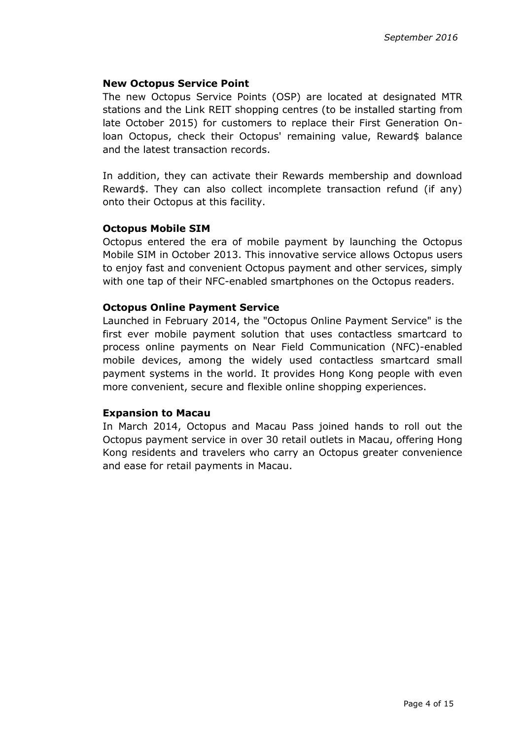**New Octopus Service Point**

The new Octopus Service Points (OSP) are located at designated MTR stations and the Link REIT shopping centres (to be installed starting from late October 2015) for customers to replace their First Generation On-loan Octopus, check their Octopus' remaining value, Reward$ balance and the latest transaction records.

In addition, they can activate their Rewards membership and download Reward$. They can also collect incomplete transaction refund (if any) onto their Octopus at this facility.

**Octopus Mobile SIM**

Octopus entered the era of mobile payment by launching the Octopus Mobile SIM in October 2013. This innovative service allows Octopus users to enjoy fast and convenient Octopus payment and other services, simply with one tap of their NFC-enabled smartphones on the Octopus readers.

**Octopus Online Payment Service**

Launched in February 2014, the "Octopus Online Payment Service" is the first ever mobile payment solution that uses contactless smartcard to process online payments on Near Field Communication (NFC)-enabled mobile devices, among the widely used contactless smartcard small payment systems in the world. It provides Hong Kong people with even more convenient, secure and flexible online shopping experiences.

**Expansion to Macau**

In March 2014, Octopus and Macau Pass joined hands to roll out the Octopus payment service in over 30 retail outlets in Macau, offering Hong Kong residents and travelers who carry an Octopus greater convenience and ease for retail payments in Macau.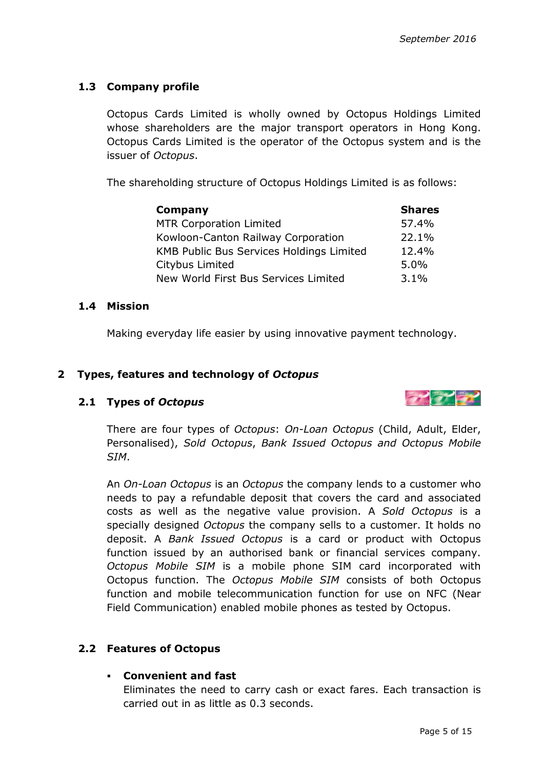### 1.3 Company profile

Octopus Cards Limited is wholly owned by Octopus Holdings Limited whose shareholders are the major transport operators in Hong Kong. Octopus Cards Limited is the operator of the Octopus system and is the issuer of *Octopus*.

The shareholding structure of Octopus Holdings Limited is as follows:

| **Company** | **Shares** |
|---|---|
| MTR Corporation Limited | 57.4% |
| Kowloon-Canton Railway Corporation | 22.1% |
| KMB Public Bus Services Holdings Limited | 12.4% |
| Citybus Limited | 5.0% |
| New World First Bus Services Limited | 3.1% |

### 1.4 Mission

Making everyday life easier by using innovative payment technology.

## 2 Types, features and technology of *Octopus*

### 2.1 Types of *Octopus*

There are four types of *Octopus*: *On-Loan Octopus* (Child, Adult, Elder, Personalised), *Sold Octopus*, *Bank Issued Octopus and Octopus Mobile SIM*.

An *On-Loan Octopus* is an *Octopus* the company lends to a customer who needs to pay a refundable deposit that covers the card and associated costs as well as the negative value provision. A *Sold Octopus* is a specially designed *Octopus* the company sells to a customer. It holds no deposit. A *Bank Issued Octopus* is a card or product with Octopus function issued by an authorised bank or financial services company. *Octopus Mobile SIM* is a mobile phone SIM card incorporated with Octopus function. The *Octopus Mobile SIM* consists of both Octopus function and mobile telecommunication function for use on NFC (Near Field Communication) enabled mobile phones as tested by Octopus.

### 2.2 Features of Octopus

- **Convenient and fast**
  Eliminates the need to carry cash or exact fares. Each transaction is carried out in as little as 0.3 seconds.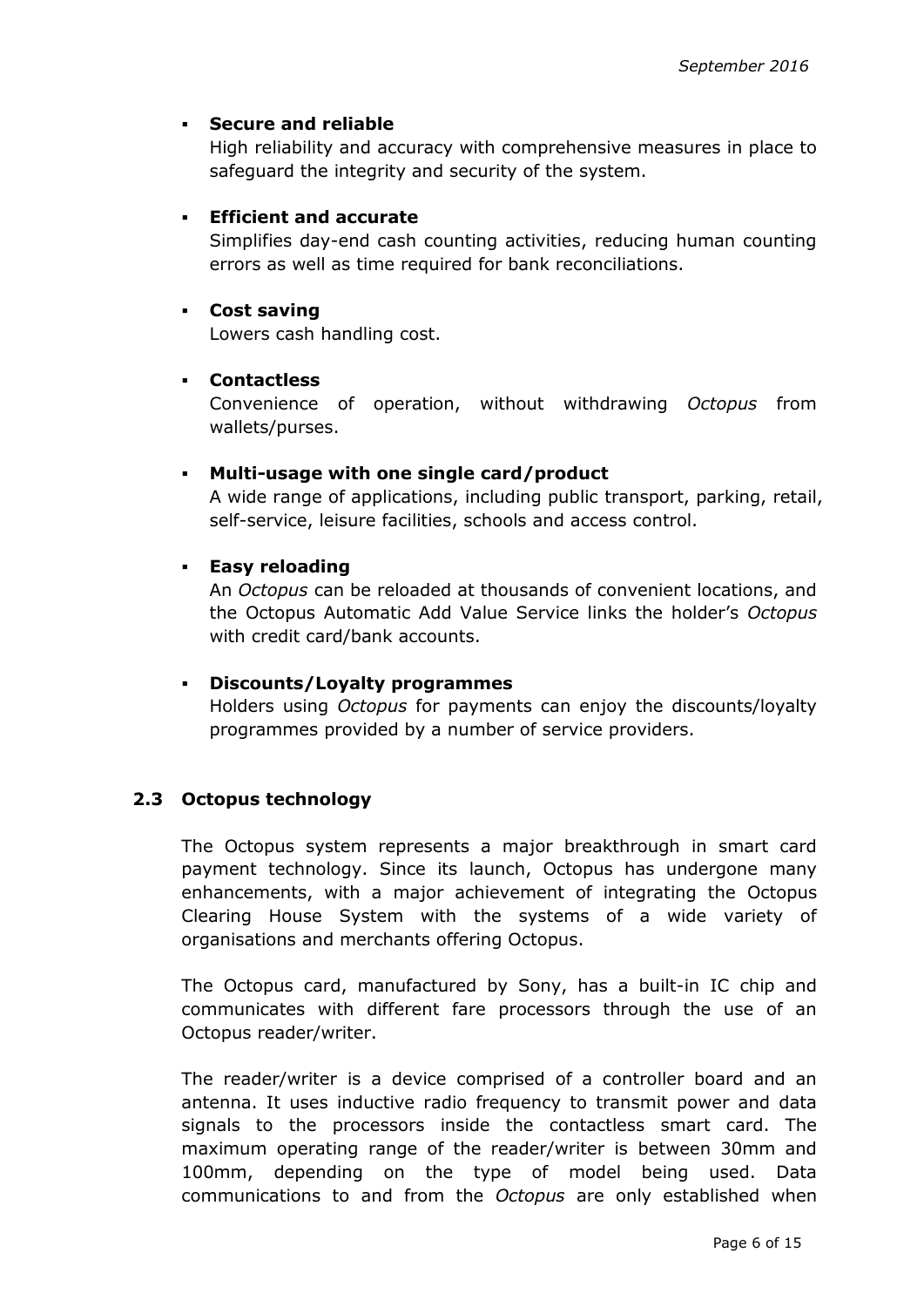- **Secure and reliable**
  High reliability and accuracy with comprehensive measures in place to safeguard the integrity and security of the system.

- **Efficient and accurate**
  Simplifies day-end cash counting activities, reducing human counting errors as well as time required for bank reconciliations.

- **Cost saving**
  Lowers cash handling cost.

- **Contactless**
  Convenience of operation, without withdrawing *Octopus* from wallets/purses.

- **Multi-usage with one single card/product**
  A wide range of applications, including public transport, parking, retail, self-service, leisure facilities, schools and access control.

- **Easy reloading**
  An *Octopus* can be reloaded at thousands of convenient locations, and the Octopus Automatic Add Value Service links the holder's *Octopus* with credit card/bank accounts.

- **Discounts/Loyalty programmes**
  Holders using *Octopus* for payments can enjoy the discounts/loyalty programmes provided by a number of service providers.

### 2.3 Octopus technology

The Octopus system represents a major breakthrough in smart card payment technology. Since its launch, Octopus has undergone many enhancements, with a major achievement of integrating the Octopus Clearing House System with the systems of a wide variety of organisations and merchants offering Octopus.

The Octopus card, manufactured by Sony, has a built-in IC chip and communicates with different fare processors through the use of an Octopus reader/writer.

The reader/writer is a device comprised of a controller board and an antenna. It uses inductive radio frequency to transmit power and data signals to the processors inside the contactless smart card. The maximum operating range of the reader/writer is between 30mm and 100mm, depending on the type of model being used. Data communications to and from the *Octopus* are only established when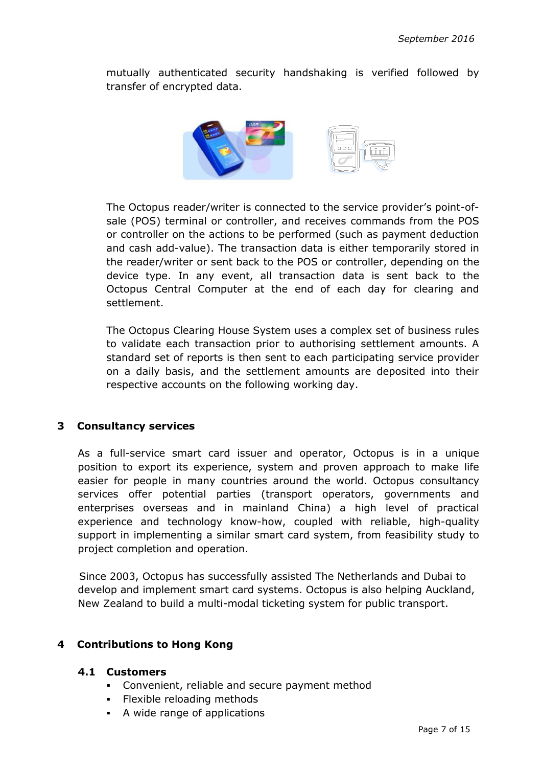mutually authenticated security handshaking is verified followed by transfer of encrypted data.

The Octopus reader/writer is connected to the service provider's point-of-sale (POS) terminal or controller, and receives commands from the POS or controller on the actions to be performed (such as payment deduction and cash add-value). The transaction data is either temporarily stored in the reader/writer or sent back to the POS or controller, depending on the device type. In any event, all transaction data is sent back to the Octopus Central Computer at the end of each day for clearing and settlement.

The Octopus Clearing House System uses a complex set of business rules to validate each transaction prior to authorising settlement amounts. A standard set of reports is then sent to each participating service provider on a daily basis, and the settlement amounts are deposited into their respective accounts on the following working day.

## 3 Consultancy services

As a full-service smart card issuer and operator, Octopus is in a unique position to export its experience, system and proven approach to make life easier for people in many countries around the world. Octopus consultancy services offer potential parties (transport operators, governments and enterprises overseas and in mainland China) a high level of practical experience and technology know-how, coupled with reliable, high-quality support in implementing a similar smart card system, from feasibility study to project completion and operation.

Since 2003, Octopus has successfully assisted The Netherlands and Dubai to develop and implement smart card systems. Octopus is also helping Auckland, New Zealand to build a multi-modal ticketing system for public transport.

## 4 Contributions to Hong Kong

### 4.1 Customers

- Convenient, reliable and secure payment method
- Flexible reloading methods
- A wide range of applications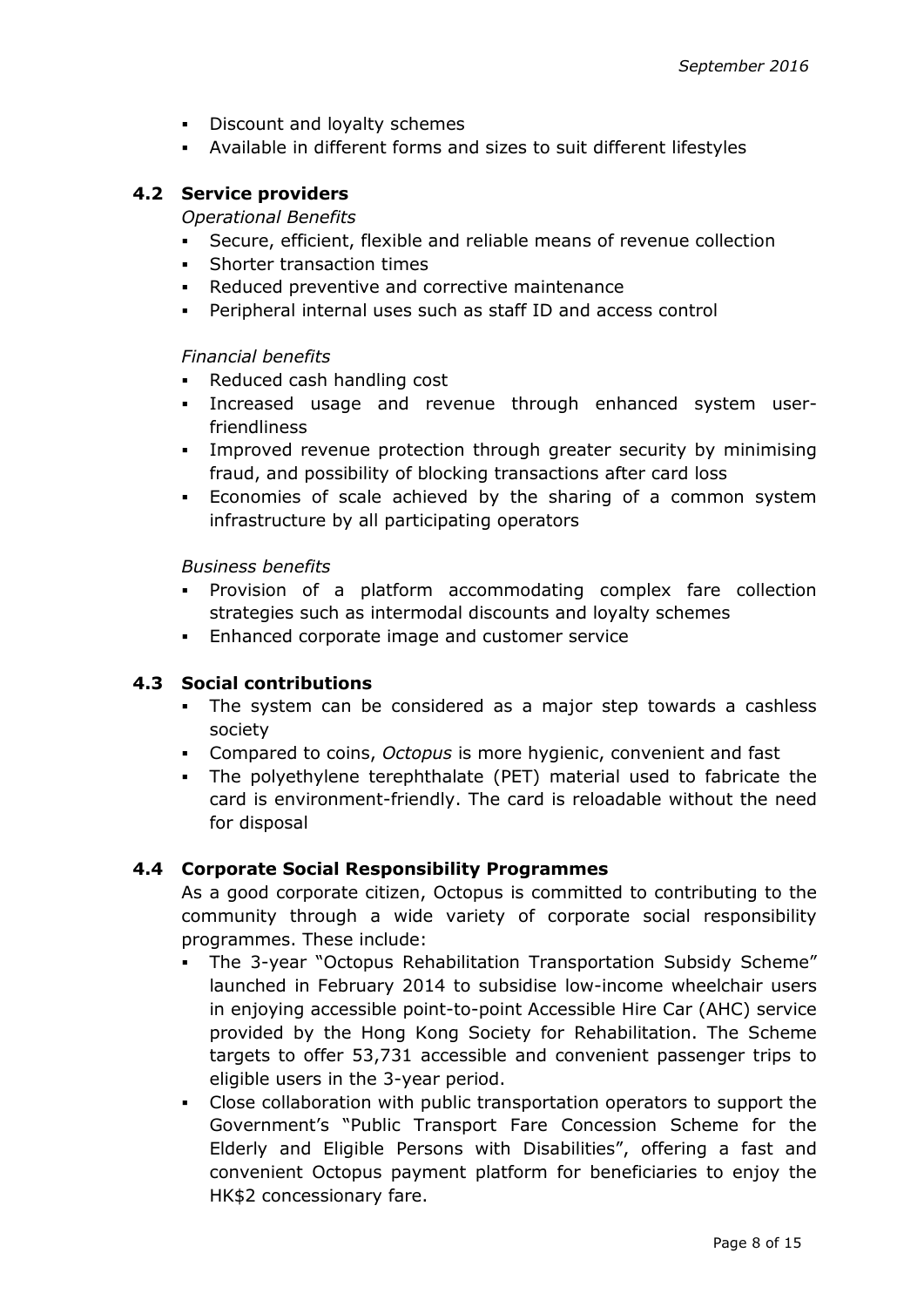- Discount and loyalty schemes
- Available in different forms and sizes to suit different lifestyles

### 4.2 Service providers

*Operational Benefits*

- Secure, efficient, flexible and reliable means of revenue collection
- Shorter transaction times
- Reduced preventive and corrective maintenance
- Peripheral internal uses such as staff ID and access control

*Financial benefits*

- Reduced cash handling cost
- Increased usage and revenue through enhanced system user-friendliness
- Improved revenue protection through greater security by minimising fraud, and possibility of blocking transactions after card loss
- Economies of scale achieved by the sharing of a common system infrastructure by all participating operators

*Business benefits*

- Provision of a platform accommodating complex fare collection strategies such as intermodal discounts and loyalty schemes
- Enhanced corporate image and customer service

### 4.3 Social contributions

- The system can be considered as a major step towards a cashless society
- Compared to coins, *Octopus* is more hygienic, convenient and fast
- The polyethylene terephthalate (PET) material used to fabricate the card is environment-friendly. The card is reloadable without the need for disposal

### 4.4 Corporate Social Responsibility Programmes

As a good corporate citizen, Octopus is committed to contributing to the community through a wide variety of corporate social responsibility programmes. These include:

- The 3-year "Octopus Rehabilitation Transportation Subsidy Scheme" launched in February 2014 to subsidise low-income wheelchair users in enjoying accessible point-to-point Accessible Hire Car (AHC) service provided by the Hong Kong Society for Rehabilitation. The Scheme targets to offer 53,731 accessible and convenient passenger trips to eligible users in the 3-year period.
- Close collaboration with public transportation operators to support the Government's "Public Transport Fare Concession Scheme for the Elderly and Eligible Persons with Disabilities", offering a fast and convenient Octopus payment platform for beneficiaries to enjoy the HK$2 concessionary fare.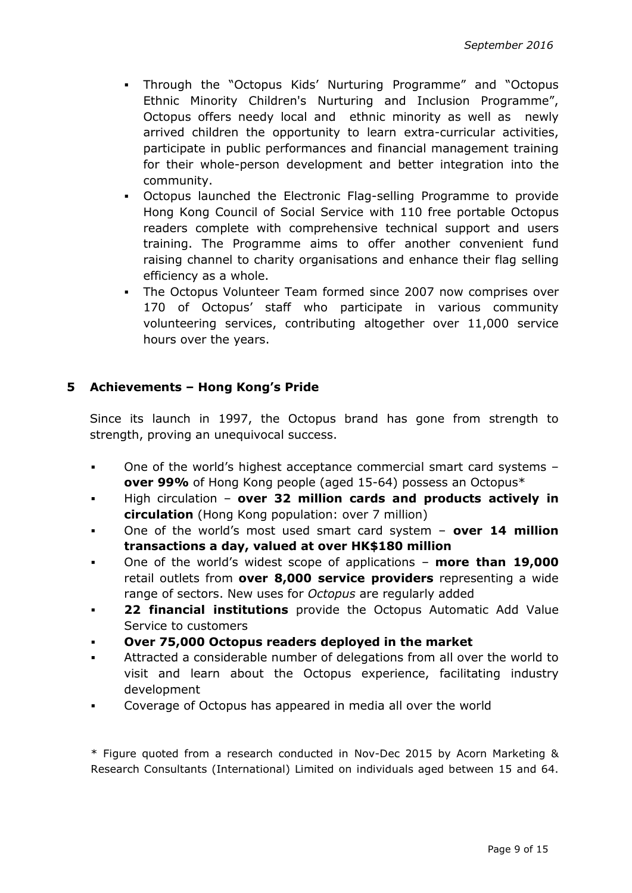- Through the "Octopus Kids' Nurturing Programme" and "Octopus Ethnic Minority Children's Nurturing and Inclusion Programme", Octopus offers needy local and ethnic minority as well as newly arrived children the opportunity to learn extra-curricular activities, participate in public performances and financial management training for their whole-person development and better integration into the community.
- Octopus launched the Electronic Flag-selling Programme to provide Hong Kong Council of Social Service with 110 free portable Octopus readers complete with comprehensive technical support and users training. The Programme aims to offer another convenient fund raising channel to charity organisations and enhance their flag selling efficiency as a whole.
- The Octopus Volunteer Team formed since 2007 now comprises over 170 of Octopus' staff who participate in various community volunteering services, contributing altogether over 11,000 service hours over the years.

## 5 Achievements – Hong Kong's Pride

Since its launch in 1997, the Octopus brand has gone from strength to strength, proving an unequivocal success.

- One of the world's highest acceptance commercial smart card systems – **over 99%** of Hong Kong people (aged 15-64) possess an Octopus*
- High circulation – **over 32 million cards and products actively in circulation** (Hong Kong population: over 7 million)
- One of the world's most used smart card system – **over 14 million transactions a day, valued at over HK$180 million**
- One of the world's widest scope of applications – **more than 19,000** retail outlets from **over 8,000 service providers** representing a wide range of sectors. New uses for *Octopus* are regularly added
- **22 financial institutions** provide the Octopus Automatic Add Value Service to customers
- **Over 75,000 Octopus readers deployed in the market**
- Attracted a considerable number of delegations from all over the world to visit and learn about the Octopus experience, facilitating industry development
- Coverage of Octopus has appeared in media all over the world

* Figure quoted from a research conducted in Nov-Dec 2015 by Acorn Marketing & Research Consultants (International) Limited on individuals aged between 15 and 64.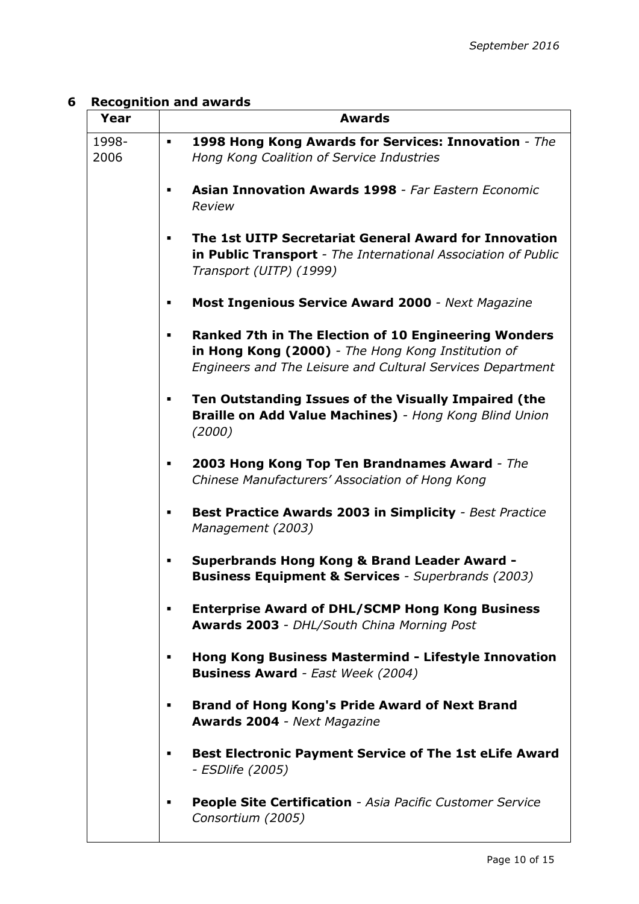## 6 Recognition and awards

| Year | Awards |
|---|---|
| 1998-2006 | ▪ **1998 Hong Kong Awards for Services: Innovation** - *The Hong Kong Coalition of Service Industries*<br><br>▪ **Asian Innovation Awards 1998** - *Far Eastern Economic Review*<br><br>▪ **The 1st UITP Secretariat General Award for Innovation in Public Transport** - *The International Association of Public Transport (UITP) (1999)*<br><br>▪ **Most Ingenious Service Award 2000** - *Next Magazine*<br><br>▪ **Ranked 7th in The Election of 10 Engineering Wonders in Hong Kong (2000)** - *The Hong Kong Institution of Engineers and The Leisure and Cultural Services Department*<br><br>▪ **Ten Outstanding Issues of the Visually Impaired (the Braille on Add Value Machines)** - *Hong Kong Blind Union (2000)*<br><br>▪ **2003 Hong Kong Top Ten Brandnames Award** - *The Chinese Manufacturers' Association of Hong Kong*<br><br>▪ **Best Practice Awards 2003 in Simplicity** - *Best Practice Management (2003)*<br><br>▪ **Superbrands Hong Kong & Brand Leader Award - Business Equipment & Services** - *Superbrands (2003)*<br><br>▪ **Enterprise Award of DHL/SCMP Hong Kong Business Awards 2003** - *DHL/South China Morning Post*<br><br>▪ **Hong Kong Business Mastermind - Lifestyle Innovation Business Award** - *East Week (2004)*<br><br>▪ **Brand of Hong Kong's Pride Award of Next Brand Awards 2004** - *Next Magazine*<br><br>▪ **Best Electronic Payment Service of The 1st eLife Award** - *ESDlife (2005)*<br><br>▪ **People Site Certification** - *Asia Pacific Customer Service Consortium (2005)* |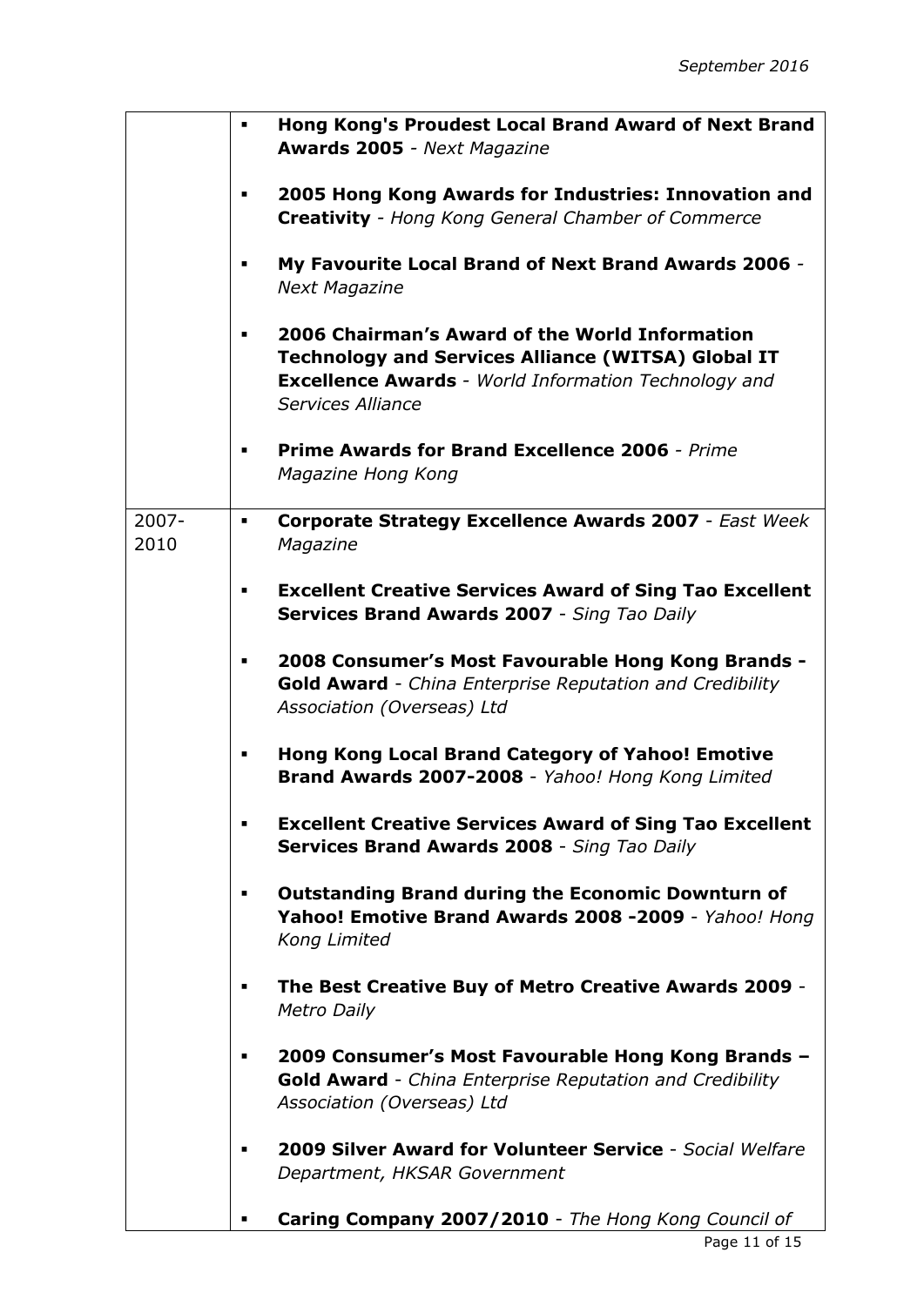| | |
|---|---|
| | ▪ **Hong Kong's Proudest Local Brand Award of Next Brand Awards 2005** - *Next Magazine*<br><br>▪ **2005 Hong Kong Awards for Industries: Innovation and Creativity** - *Hong Kong General Chamber of Commerce*<br><br>▪ **My Favourite Local Brand of Next Brand Awards 2006** - *Next Magazine*<br><br>▪ **2006 Chairman's Award of the World Information Technology and Services Alliance (WITSA) Global IT Excellence Awards** - *World Information Technology and Services Alliance*<br><br>▪ **Prime Awards for Brand Excellence 2006** - *Prime Magazine Hong Kong* |
| 2007-2010 | ▪ **Corporate Strategy Excellence Awards 2007** - *East Week Magazine*<br><br>▪ **Excellent Creative Services Award of Sing Tao Excellent Services Brand Awards 2007** - *Sing Tao Daily*<br><br>▪ **2008 Consumer's Most Favourable Hong Kong Brands - Gold Award** - *China Enterprise Reputation and Credibility Association (Overseas) Ltd*<br><br>▪ **Hong Kong Local Brand Category of Yahoo! Emotive Brand Awards 2007-2008** - *Yahoo! Hong Kong Limited*<br><br>▪ **Excellent Creative Services Award of Sing Tao Excellent Services Brand Awards 2008** - *Sing Tao Daily*<br><br>▪ **Outstanding Brand during the Economic Downturn of Yahoo! Emotive Brand Awards 2008 -2009** - *Yahoo! Hong Kong Limited*<br><br>▪ **The Best Creative Buy of Metro Creative Awards 2009** - *Metro Daily*<br><br>▪ **2009 Consumer's Most Favourable Hong Kong Brands – Gold Award** - *China Enterprise Reputation and Credibility Association (Overseas) Ltd*<br><br>▪ **2009 Silver Award for Volunteer Service** - *Social Welfare Department, HKSAR Government*<br><br>▪ **Caring Company 2007/2010** - *The Hong Kong Council of* |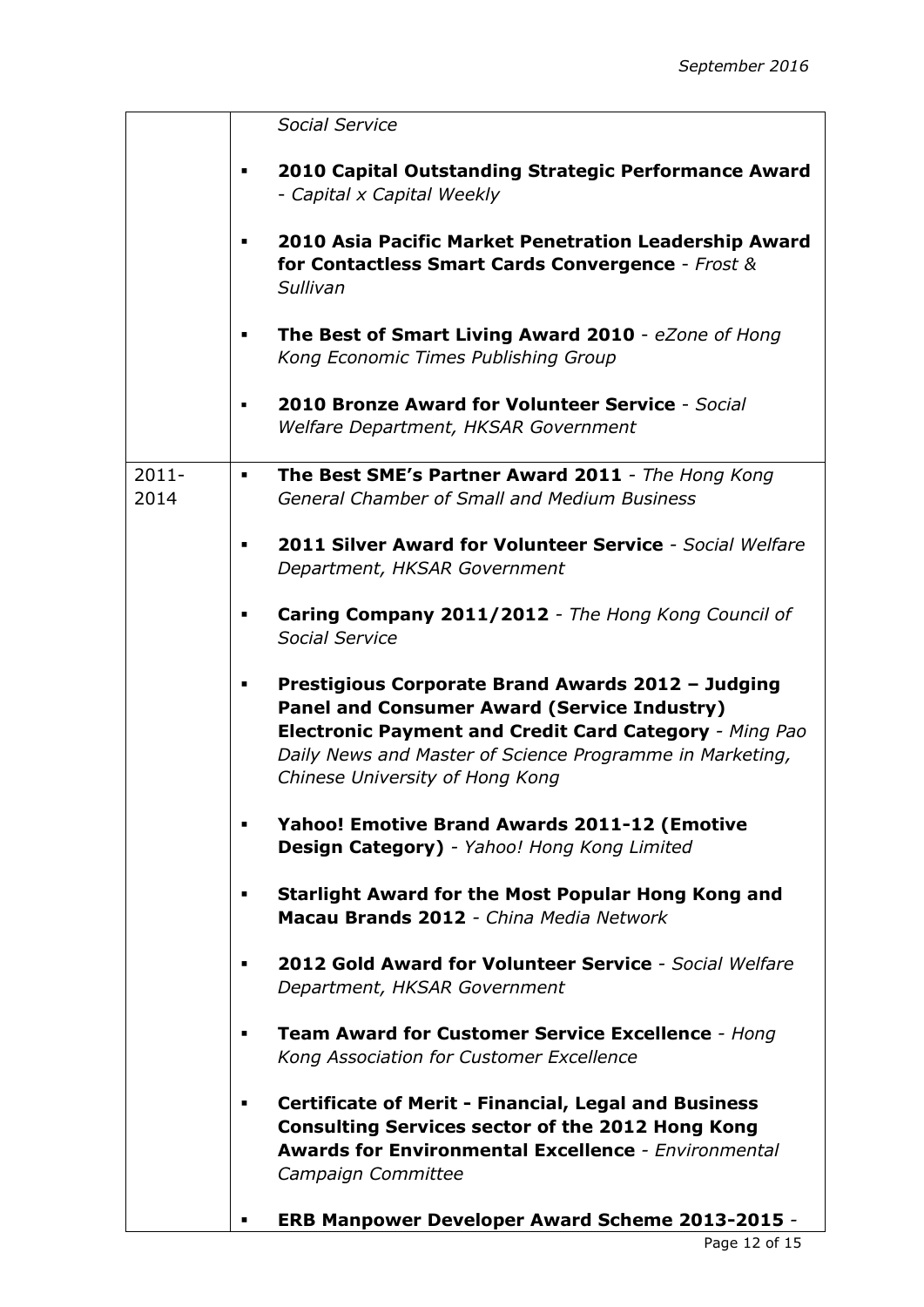| | |
|---|---|
| | *Social Service*<br><br>▪ **2010 Capital Outstanding Strategic Performance Award** - *Capital x Capital Weekly*<br><br>▪ **2010 Asia Pacific Market Penetration Leadership Award for Contactless Smart Cards Convergence** - *Frost & Sullivan*<br><br>▪ **The Best of Smart Living Award 2010** - *eZone of Hong Kong Economic Times Publishing Group*<br><br>▪ **2010 Bronze Award for Volunteer Service** - *Social Welfare Department, HKSAR Government* |
| 2011-2014 | ▪ **The Best SME's Partner Award 2011** - *The Hong Kong General Chamber of Small and Medium Business*<br><br>▪ **2011 Silver Award for Volunteer Service** - *Social Welfare Department, HKSAR Government*<br><br>▪ **Caring Company 2011/2012** - *The Hong Kong Council of Social Service*<br><br>▪ **Prestigious Corporate Brand Awards 2012 – Judging Panel and Consumer Award (Service Industry) Electronic Payment and Credit Card Category** - *Ming Pao Daily News and Master of Science Programme in Marketing, Chinese University of Hong Kong*<br><br>▪ **Yahoo! Emotive Brand Awards 2011-12 (Emotive Design Category)** - *Yahoo! Hong Kong Limited*<br><br>▪ **Starlight Award for the Most Popular Hong Kong and Macau Brands 2012** - *China Media Network*<br><br>▪ **2012 Gold Award for Volunteer Service** - *Social Welfare Department, HKSAR Government*<br><br>▪ **Team Award for Customer Service Excellence** - *Hong Kong Association for Customer Excellence*<br><br>▪ **Certificate of Merit - Financial, Legal and Business Consulting Services sector of the 2012 Hong Kong Awards for Environmental Excellence** - *Environmental Campaign Committee*<br><br>▪ **ERB Manpower Developer Award Scheme 2013-2015** - |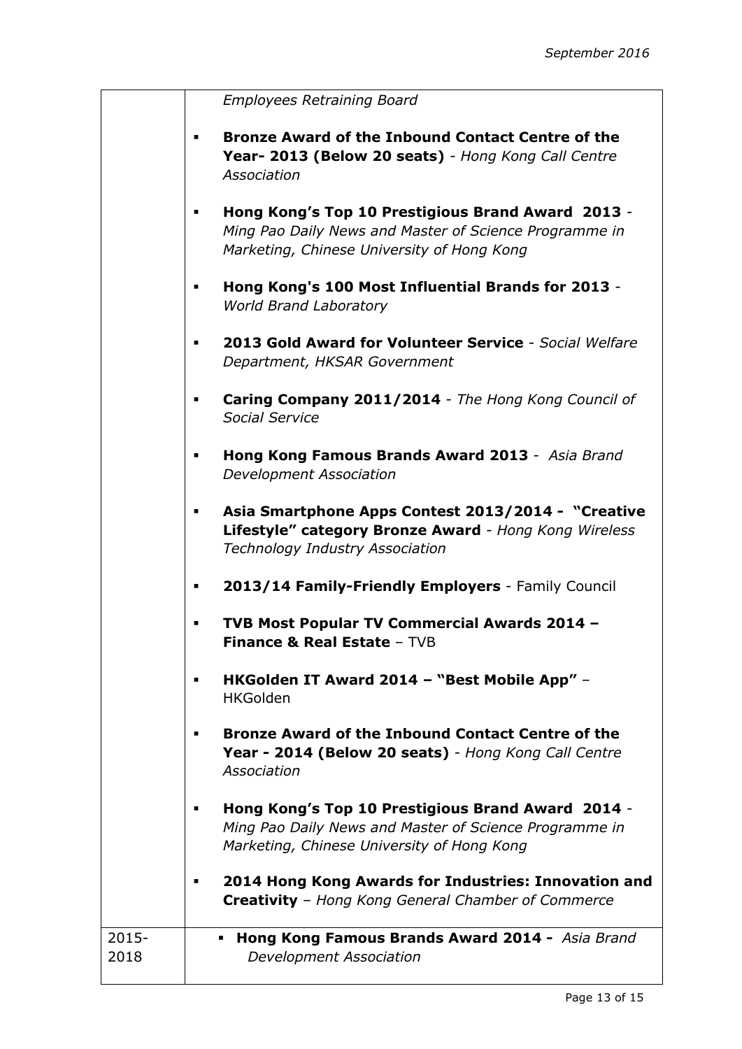|  |  |
| --- | --- |
|  | *Employees Retraining Board*<br>▪ **Bronze Award of the Inbound Contact Centre of the Year- 2013 (Below 20 seats)** - *Hong Kong Call Centre Association*<br>▪ **Hong Kong's Top 10 Prestigious Brand Award 2013** - *Ming Pao Daily News and Master of Science Programme in Marketing, Chinese University of Hong Kong*<br>▪ **Hong Kong's 100 Most Influential Brands for 2013** - *World Brand Laboratory*<br>▪ **2013 Gold Award for Volunteer Service** - *Social Welfare Department, HKSAR Government*<br>▪ **Caring Company 2011/2014** - *The Hong Kong Council of Social Service*<br>▪ **Hong Kong Famous Brands Award 2013** - *Asia Brand Development Association*<br>▪ **Asia Smartphone Apps Contest 2013/2014 - "Creative Lifestyle" category Bronze Award** - *Hong Kong Wireless Technology Industry Association*<br>▪ **2013/14 Family-Friendly Employers** - Family Council<br>▪ **TVB Most Popular TV Commercial Awards 2014 – Finance & Real Estate** – TVB<br>▪ **HKGolden IT Award 2014 – "Best Mobile App"** – HKGolden<br>▪ **Bronze Award of the Inbound Contact Centre of the Year - 2014 (Below 20 seats)** - *Hong Kong Call Centre Association*<br>▪ **Hong Kong's Top 10 Prestigious Brand Award 2014** - *Ming Pao Daily News and Master of Science Programme in Marketing, Chinese University of Hong Kong*<br>▪ **2014 Hong Kong Awards for Industries: Innovation and Creativity** – *Hong Kong General Chamber of Commerce* |
| 2015-2018 | ▪ **Hong Kong Famous Brands Award 2014 -** *Asia Brand Development Association* |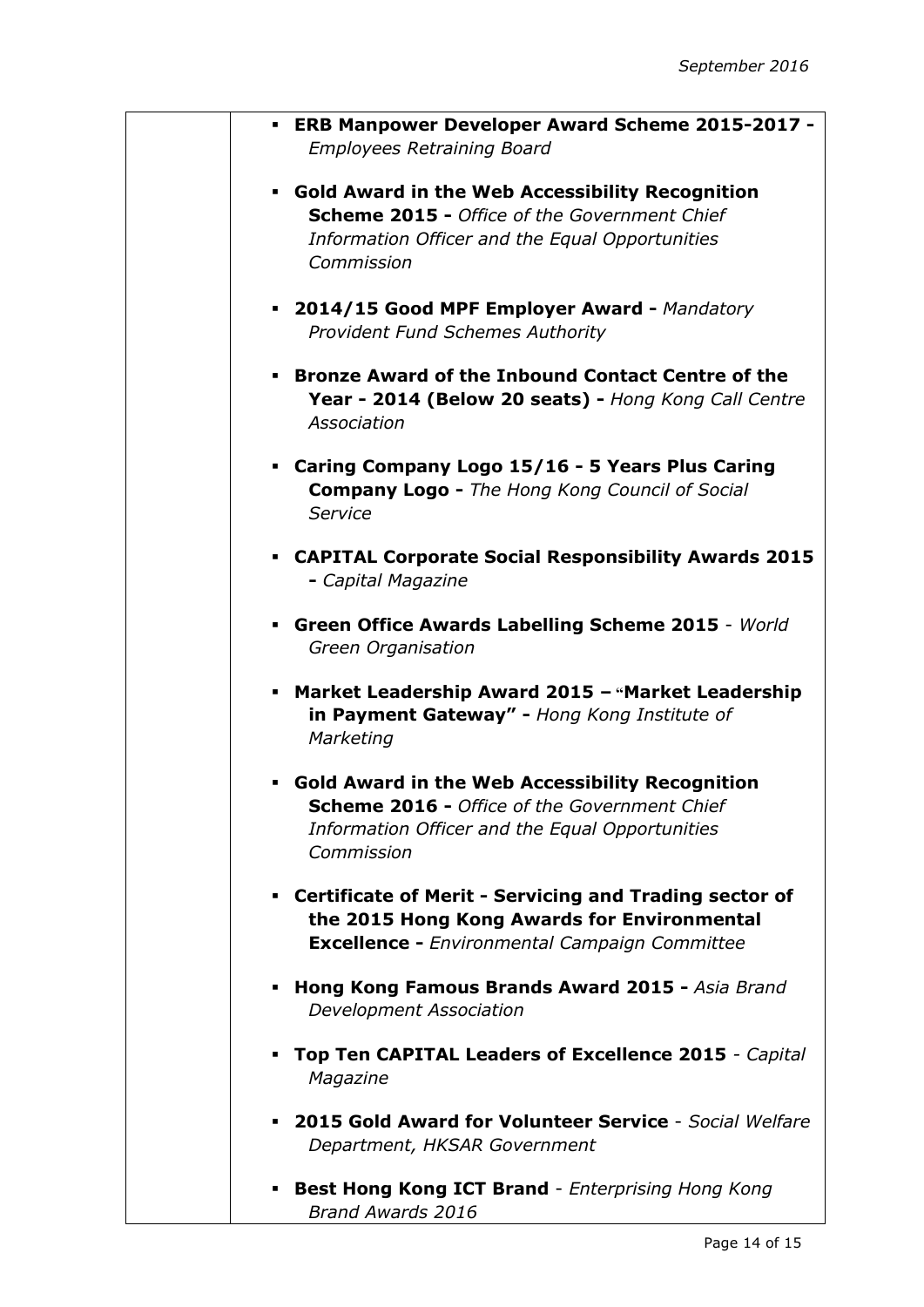| | |
|---|---|
| | - **ERB Manpower Developer Award Scheme 2015-2017 -** *Employees Retraining Board*<br>- **Gold Award in the Web Accessibility Recognition Scheme 2015 -** *Office of the Government Chief Information Officer and the Equal Opportunities Commission*<br>- **2014/15 Good MPF Employer Award -** *Mandatory Provident Fund Schemes Authority*<br>- **Bronze Award of the Inbound Contact Centre of the Year - 2014 (Below 20 seats) -** *Hong Kong Call Centre Association*<br>- **Caring Company Logo 15/16 - 5 Years Plus Caring Company Logo -** *The Hong Kong Council of Social Service*<br>- **CAPITAL Corporate Social Responsibility Awards 2015 -** *Capital Magazine*<br>- **Green Office Awards Labelling Scheme 2015** - *World Green Organisation*<br>- **Market Leadership Award 2015 – "Market Leadership in Payment Gateway" -** *Hong Kong Institute of Marketing*<br>- **Gold Award in the Web Accessibility Recognition Scheme 2016 -** *Office of the Government Chief Information Officer and the Equal Opportunities Commission*<br>- **Certificate of Merit - Servicing and Trading sector of the 2015 Hong Kong Awards for Environmental Excellence -** *Environmental Campaign Committee*<br>- **Hong Kong Famous Brands Award 2015 -** *Asia Brand Development Association*<br>- **Top Ten CAPITAL Leaders of Excellence 2015** - *Capital Magazine*<br>- **2015 Gold Award for Volunteer Service** - *Social Welfare Department, HKSAR Government*<br>- **Best Hong Kong ICT Brand** - *Enterprising Hong Kong Brand Awards 2016* |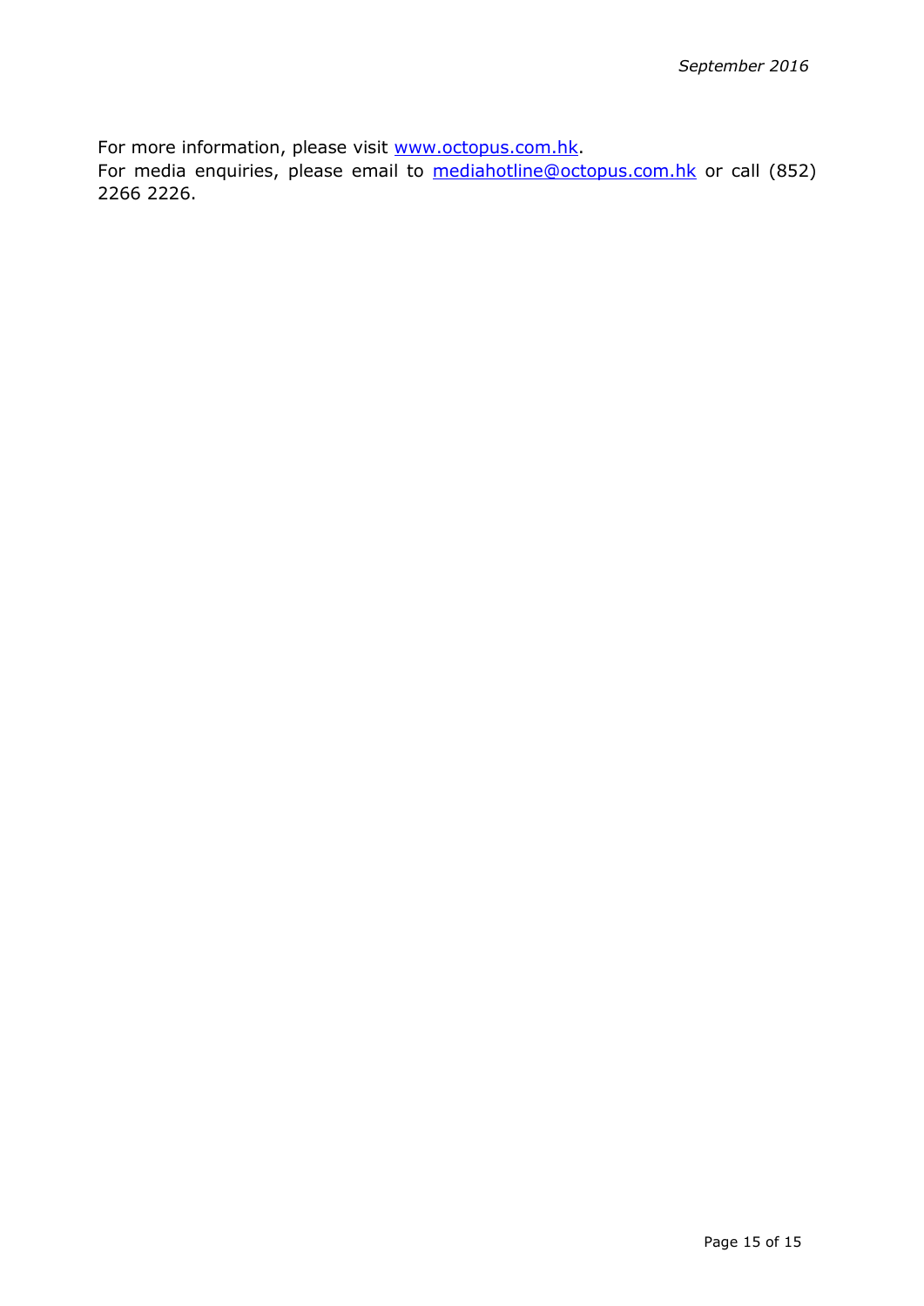For more information, please visit [www.octopus.com.hk](http://www.octopus.com.hk).
For media enquiries, please email to [mediahotline@octopus.com.hk](mailto:mediahotline@octopus.com.hk) or call (852) 2266 2226.